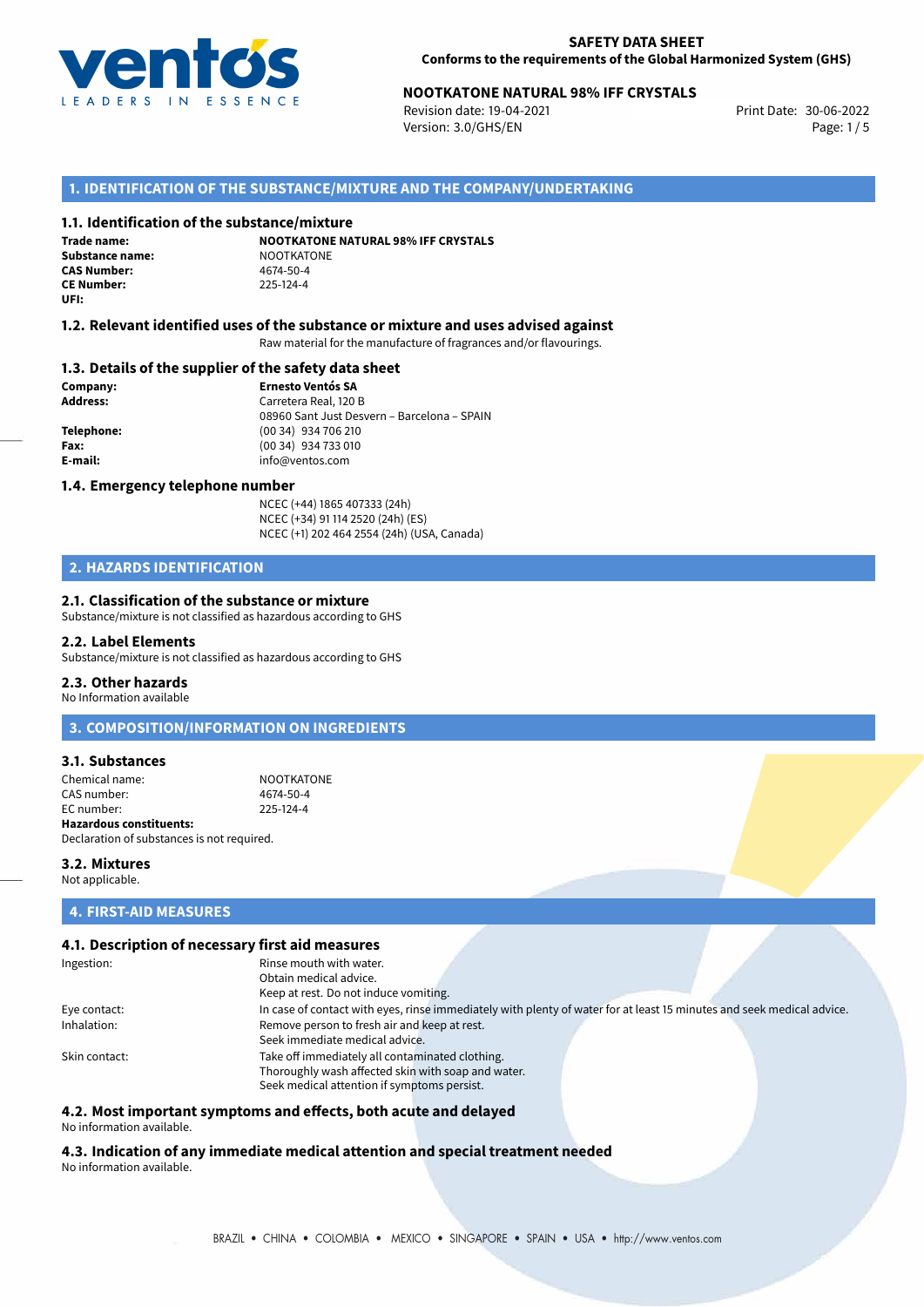**SAFETY DATA SHEET**
**Conforms to the requirements of the Global Harmonized System (GHS)**

**NOOTKATONE NATURAL 98% IFF CRYSTALS**
Revision date: 19-04-2021
Version: 3.0/GHS/EN
Print Date: 30-06-2022

## 1. IDENTIFICATION OF THE SUBSTANCE/MIXTURE AND THE COMPANY/UNDERTAKING

### 1.1. Identification of the substance/mixture

| | |
|---|---|
| **Trade name:** | **NOOTKATONE NATURAL 98% IFF CRYSTALS** |
| **Substance name:** | NOOTKATONE |
| **CAS Number:** | 4674-50-4 |
| **CE Number:** | 225-124-4 |
| **UFI:** | |

### 1.2. Relevant identified uses of the substance or mixture and uses advised against

Raw material for the manufacture of fragrances and/or flavourings.

### 1.3. Details of the supplier of the safety data sheet

| | |
|---|---|
| **Company:** | **Ernesto Ventós SA** |
| **Address:** | Carretera Real, 120 B<br>08960 Sant Just Desvern – Barcelona – SPAIN |
| **Telephone:** | (00 34) 934 706 210 |
| **Fax:** | (00 34) 934 733 010 |
| **E-mail:** | info@ventos.com |

### 1.4. Emergency telephone number

NCEC (+44) 1865 407333 (24h)
NCEC (+34) 91 114 2520 (24h) (ES)
NCEC (+1) 202 464 2554 (24h) (USA, Canada)

## 2. HAZARDS IDENTIFICATION

### 2.1. Classification of the substance or mixture

Substance/mixture is not classified as hazardous according to GHS

### 2.2. Label Elements

Substance/mixture is not classified as hazardous according to GHS

### 2.3. Other hazards

No Information available

## 3. COMPOSITION/INFORMATION ON INGREDIENTS

### 3.1. Substances

| | |
|---|---|
| Chemical name: | NOOTKATONE |
| CAS number: | 4674-50-4 |
| EC number: | 225-124-4 |

**Hazardous constituents:**
Declaration of substances is not required.

### 3.2. Mixtures

Not applicable.

## 4. FIRST-AID MEASURES

### 4.1. Description of necessary first aid measures

| | |
|---|---|
| Ingestion: | Rinse mouth with water.<br>Obtain medical advice.<br>Keep at rest. Do not induce vomiting. |
| Eye contact: | In case of contact with eyes, rinse immediately with plenty of water for at least 15 minutes and seek medical advice. |
| Inhalation: | Remove person to fresh air and keep at rest.<br>Seek immediate medical advice. |
| Skin contact: | Take off immediately all contaminated clothing.<br>Thoroughly wash affected skin with soap and water.<br>Seek medical attention if symptoms persist. |

### 4.2. Most important symptoms and effects, both acute and delayed

No information available.

### 4.3. Indication of any immediate medical attention and special treatment needed

No information available.

BRAZIL • CHINA • COLOMBIA • MEXICO • SINGAPORE • SPAIN • USA • http://www.ventos.com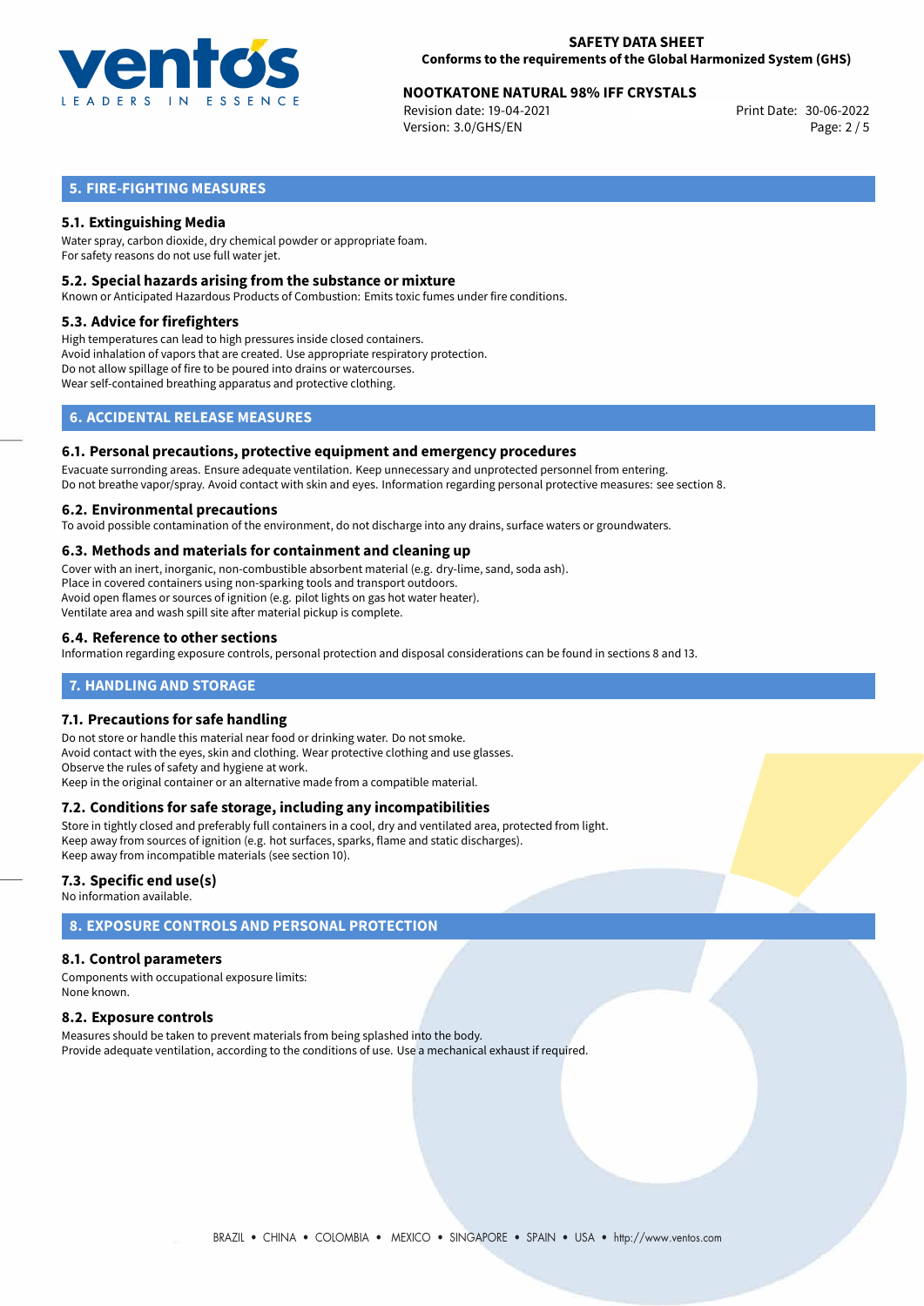## 5. FIRE-FIGHTING MEASURES

### 5.1. Extinguishing Media

Water spray, carbon dioxide, dry chemical powder or appropriate foam.
For safety reasons do not use full water jet.

### 5.2. Special hazards arising from the substance or mixture

Known or Anticipated Hazardous Products of Combustion: Emits toxic fumes under fire conditions.

### 5.3. Advice for firefighters

High temperatures can lead to high pressures inside closed containers.
Avoid inhalation of vapors that are created. Use appropriate respiratory protection.
Do not allow spillage of fire to be poured into drains or watercourses.
Wear self-contained breathing apparatus and protective clothing.

## 6. ACCIDENTAL RELEASE MEASURES

### 6.1. Personal precautions, protective equipment and emergency procedures

Evacuate surronding areas. Ensure adequate ventilation. Keep unnecessary and unprotected personnel from entering.
Do not breathe vapor/spray. Avoid contact with skin and eyes. Information regarding personal protective measures: see section 8.

### 6.2. Environmental precautions

To avoid possible contamination of the environment, do not discharge into any drains, surface waters or groundwaters.

### 6.3. Methods and materials for containment and cleaning up

Cover with an inert, inorganic, non-combustible absorbent material (e.g. dry-lime, sand, soda ash).
Place in covered containers using non-sparking tools and transport outdoors.
Avoid open flames or sources of ignition (e.g. pilot lights on gas hot water heater).
Ventilate area and wash spill site after material pickup is complete.

### 6.4. Reference to other sections

Information regarding exposure controls, personal protection and disposal considerations can be found in sections 8 and 13.

## 7. HANDLING AND STORAGE

### 7.1. Precautions for safe handling

Do not store or handle this material near food or drinking water. Do not smoke.
Avoid contact with the eyes, skin and clothing. Wear protective clothing and use glasses.
Observe the rules of safety and hygiene at work.
Keep in the original container or an alternative made from a compatible material.

### 7.2. Conditions for safe storage, including any incompatibilities

Store in tightly closed and preferably full containers in a cool, dry and ventilated area, protected from light.
Keep away from sources of ignition (e.g. hot surfaces, sparks, flame and static discharges).
Keep away from incompatible materials (see section 10).

### 7.3. Specific end use(s)

No information available.

## 8. EXPOSURE CONTROLS AND PERSONAL PROTECTION

### 8.1. Control parameters

Components with occupational exposure limits:
None known.

### 8.2. Exposure controls

Measures should be taken to prevent materials from being splashed into the body.
Provide adequate ventilation, according to the conditions of use. Use a mechanical exhaust if required.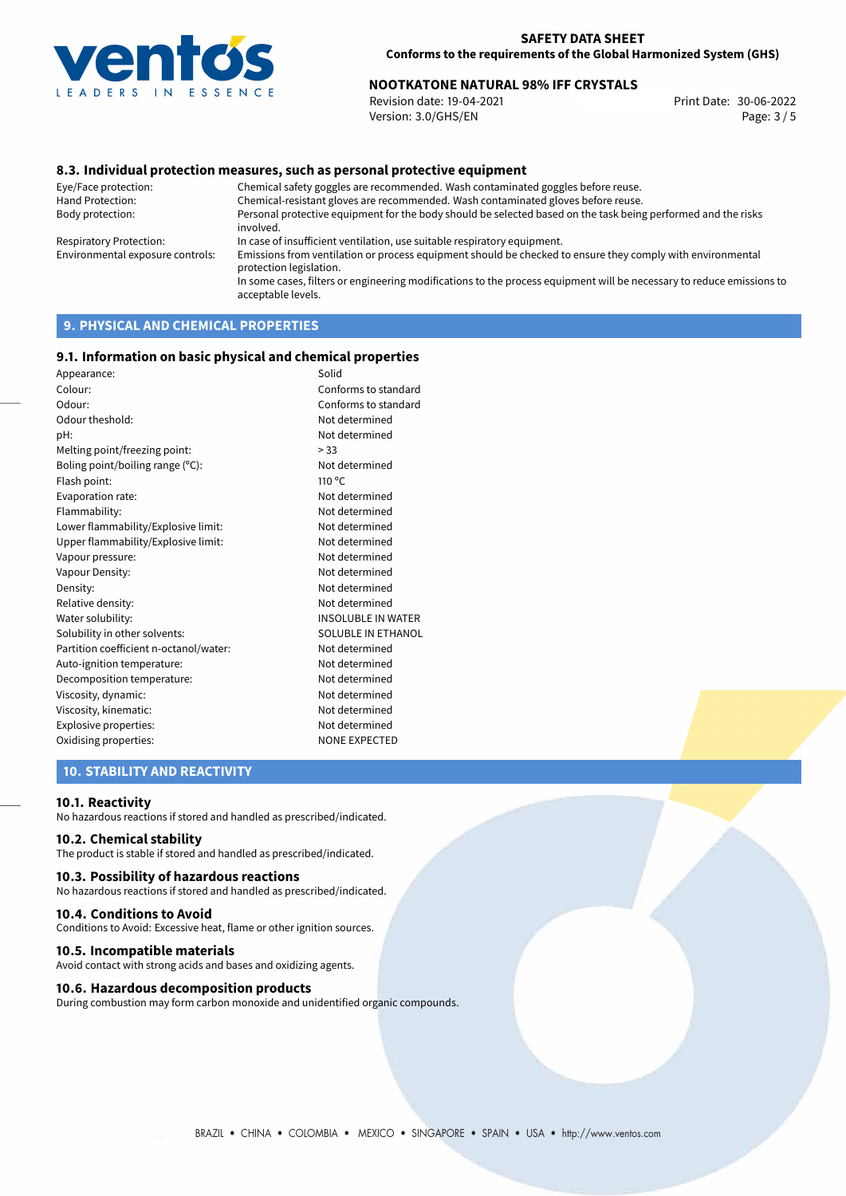## 8.3. Individual protection measures, such as personal protective equipment

| | |
|---|---|
| Eye/Face protection: | Chemical safety goggles are recommended. Wash contaminated goggles before reuse. |
| Hand Protection: | Chemical-resistant gloves are recommended. Wash contaminated gloves before reuse. |
| Body protection: | Personal protective equipment for the body should be selected based on the task being performed and the risks involved. |
| Respiratory Protection: | In case of insufficient ventilation, use suitable respiratory equipment. |
| Environmental exposure controls: | Emissions from ventilation or process equipment should be checked to ensure they comply with environmental protection legislation. In some cases, filters or engineering modifications to the process equipment will be necessary to reduce emissions to acceptable levels. |

# 9. PHYSICAL AND CHEMICAL PROPERTIES

## 9.1. Information on basic physical and chemical properties

| | |
|---|---|
| Appearance: | Solid |
| Colour: | Conforms to standard |
| Odour: | Conforms to standard |
| Odour theshold: | Not determined |
| pH: | Not determined |
| Melting point/freezing point: | > 33 |
| Boling point/boiling range (°C): | Not determined |
| Flash point: | 110 °C |
| Evaporation rate: | Not determined |
| Flammability: | Not determined |
| Lower flammability/Explosive limit: | Not determined |
| Upper flammability/Explosive limit: | Not determined |
| Vapour pressure: | Not determined |
| Vapour Density: | Not determined |
| Density: | Not determined |
| Relative density: | Not determined |
| Water solubility: | INSOLUBLE IN WATER |
| Solubility in other solvents: | SOLUBLE IN ETHANOL |
| Partition coefficient n-octanol/water: | Not determined |
| Auto-ignition temperature: | Not determined |
| Decomposition temperature: | Not determined |
| Viscosity, dynamic: | Not determined |
| Viscosity, kinematic: | Not determined |
| Explosive properties: | Not determined |
| Oxidising properties: | NONE EXPECTED |

# 10. STABILITY AND REACTIVITY

## 10.1. Reactivity

No hazardous reactions if stored and handled as prescribed/indicated.

## 10.2. Chemical stability

The product is stable if stored and handled as prescribed/indicated.

## 10.3. Possibility of hazardous reactions

No hazardous reactions if stored and handled as prescribed/indicated.

## 10.4. Conditions to Avoid

Conditions to Avoid: Excessive heat, flame or other ignition sources.

## 10.5. Incompatible materials

Avoid contact with strong acids and bases and oxidizing agents.

## 10.6. Hazardous decomposition products

During combustion may form carbon monoxide and unidentified organic compounds.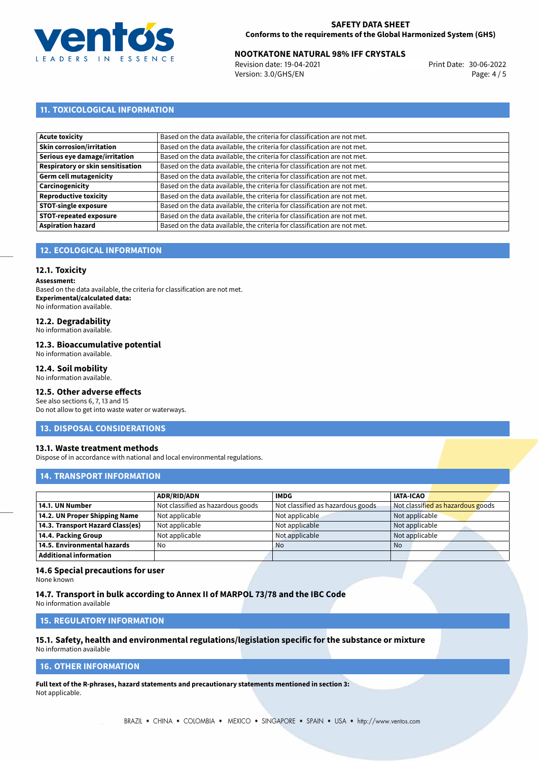## 11. TOXICOLOGICAL INFORMATION

| | |
|---|---|
| **Acute toxicity** | Based on the data available, the criteria for classification are not met. |
| **Skin corrosion/irritation** | Based on the data available, the criteria for classification are not met. |
| **Serious eye damage/irritation** | Based on the data available, the criteria for classification are not met. |
| **Respiratory or skin sensitisation** | Based on the data available, the criteria for classification are not met. |
| **Germ cell mutagenicity** | Based on the data available, the criteria for classification are not met. |
| **Carcinogenicity** | Based on the data available, the criteria for classification are not met. |
| **Reproductive toxicity** | Based on the data available, the criteria for classification are not met. |
| **STOT-single exposure** | Based on the data available, the criteria for classification are not met. |
| **STOT-repeated exposure** | Based on the data available, the criteria for classification are not met. |
| **Aspiration hazard** | Based on the data available, the criteria for classification are not met. |

## 12. ECOLOGICAL INFORMATION

### 12.1. Toxicity

**Assessment:**
Based on the data available, the criteria for classification are not met.
**Experimental/calculated data:**
No information available.

### 12.2. Degradability

No information available.

### 12.3. Bioaccumulative potential

No information available.

### 12.4. Soil mobility

No information available.

### 12.5. Other adverse effects

See also sections 6, 7, 13 and 15
Do not allow to get into waste water or waterways.

## 13. DISPOSAL CONSIDERATIONS

### 13.1. Waste treatment methods

Dispose of in accordance with national and local environmental regulations.

## 14. TRANSPORT INFORMATION

| | ADR/RID/ADN | IMDG | IATA-ICAO |
|---|---|---|---|
| **14.1. UN Number** | Not classified as hazardous goods | Not classified as hazardous goods | Not classified as hazardous goods |
| **14.2. UN Proper Shipping Name** | Not applicable | Not applicable | Not applicable |
| **14.3. Transport Hazard Class(es)** | Not applicable | Not applicable | Not applicable |
| **14.4. Packing Group** | Not applicable | Not applicable | Not applicable |
| **14.5. Environmental hazards** | No | No | No |
| **Additional information** | | | |

### 14.6 Special precautions for user

None known

### 14.7. Transport in bulk according to Annex II of MARPOL 73/78 and the IBC Code

No information available

## 15. REGULATORY INFORMATION

### 15.1. Safety, health and environmental regulations/legislation specific for the substance or mixture

No information available

## 16. OTHER INFORMATION

**Full text of the R-phrases, hazard statements and precautionary statements mentioned in section 3:**
Not applicable.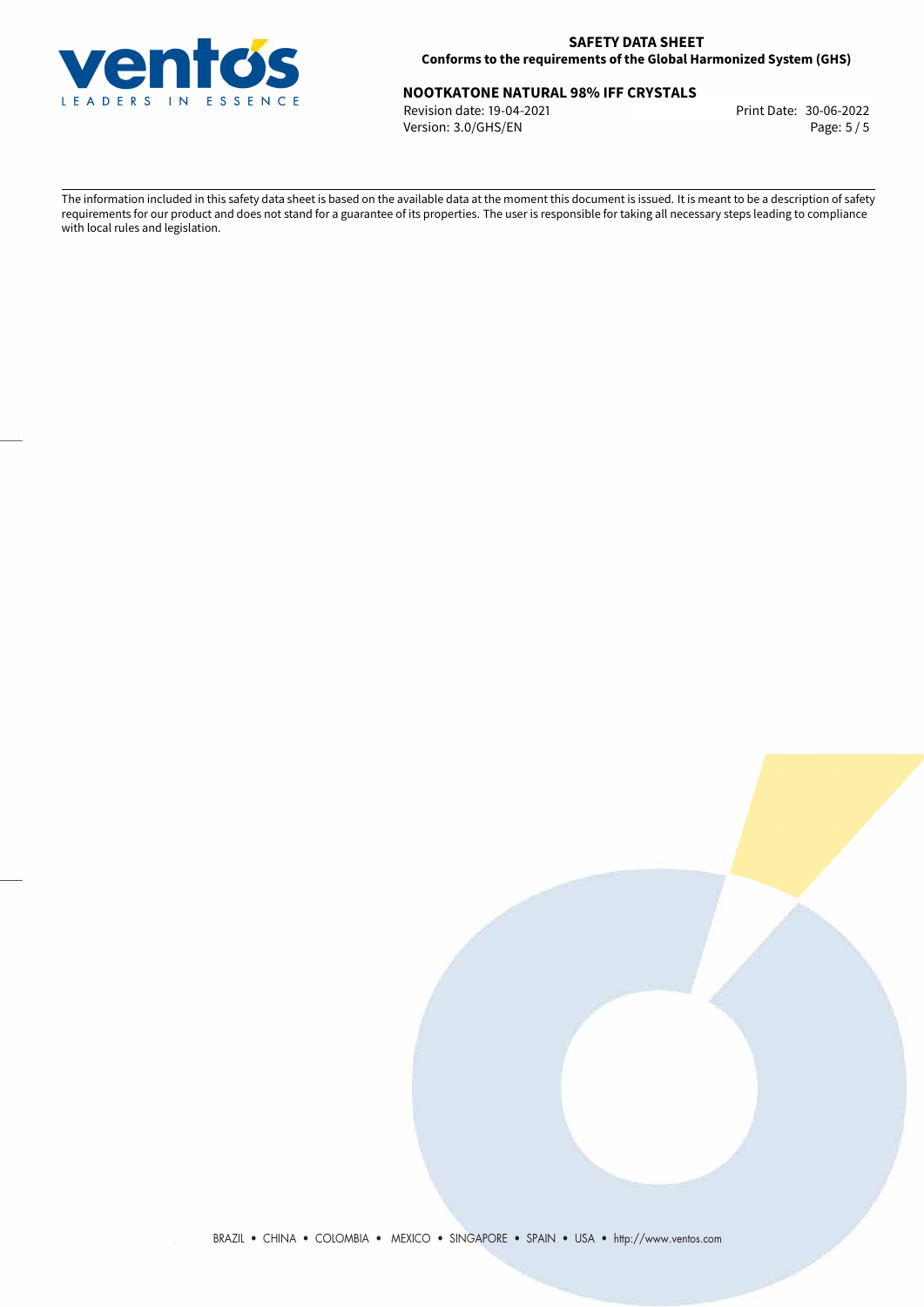The information included in this safety data sheet is based on the available data at the moment this document is issued. It is meant to be a description of safety requirements for our product and does not stand for a guarantee of its properties. The user is responsible for taking all necessary steps leading to compliance with local rules and legislation.